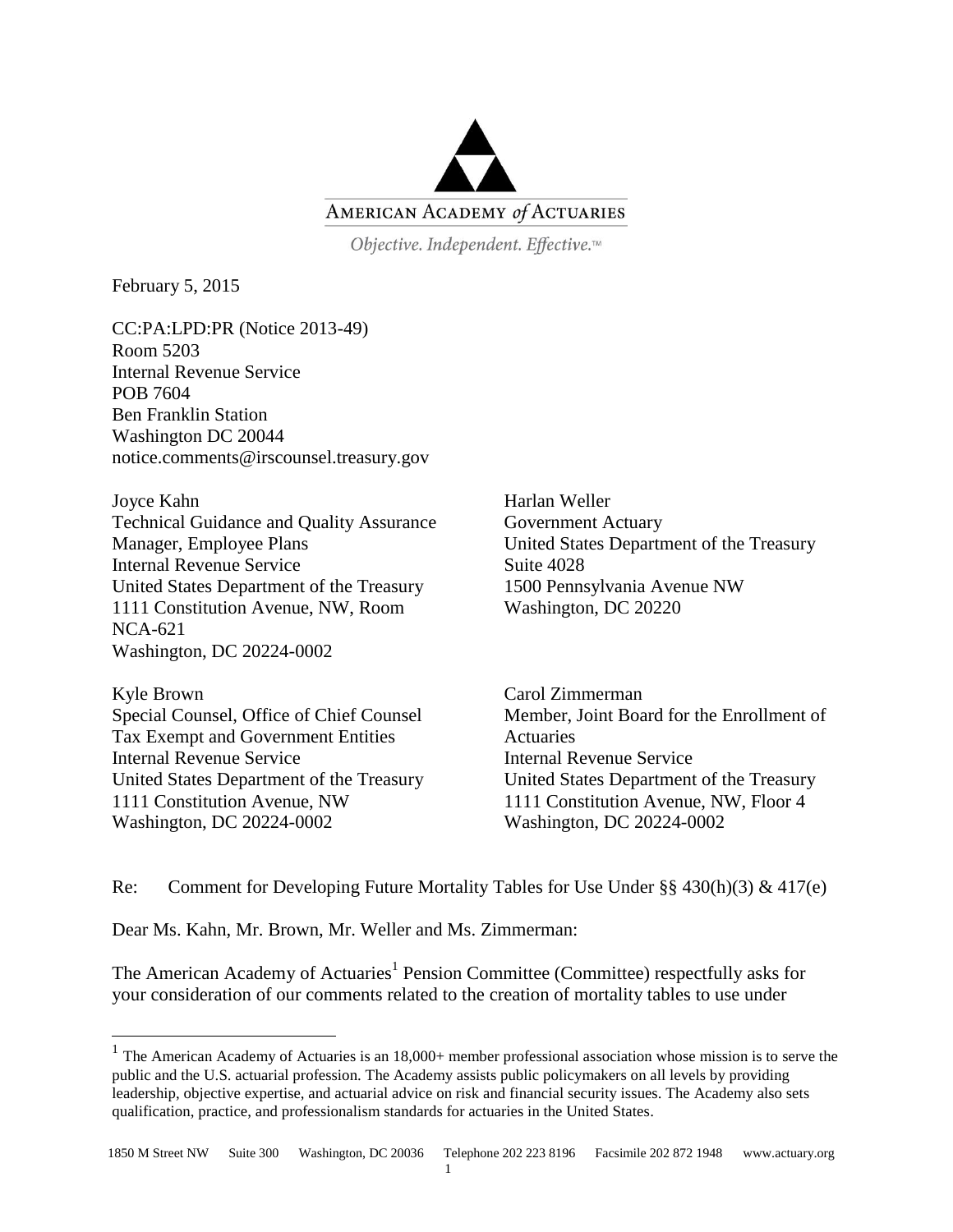AMERICAN ACADEMY *of* ACTUARIES

*Objective. Independent. Effective.™*

February 5, 2015

CC:PA:LPD:PR (Notice 2013-49)
Room 5203
Internal Revenue Service
POB 7604
Ben Franklin Station
Washington DC 20044
notice.comments@irscounsel.treasury.gov

Joyce Kahn
Technical Guidance and Quality Assurance Manager, Employee Plans
Internal Revenue Service
United States Department of the Treasury
1111 Constitution Avenue, NW, Room NCA-621
Washington, DC 20224-0002

Harlan Weller
Government Actuary
United States Department of the Treasury
Suite 4028
1500 Pennsylvania Avenue NW
Washington, DC 20220

Kyle Brown
Special Counsel, Office of Chief Counsel
Tax Exempt and Government Entities
Internal Revenue Service
United States Department of the Treasury
1111 Constitution Avenue, NW
Washington, DC 20224-0002

Carol Zimmerman
Member, Joint Board for the Enrollment of Actuaries
Internal Revenue Service
United States Department of the Treasury
1111 Constitution Avenue, NW, Floor 4
Washington, DC 20224-0002

Re: Comment for Developing Future Mortality Tables for Use Under §§ 430(h)(3) & 417(e)

Dear Ms. Kahn, Mr. Brown, Mr. Weller and Ms. Zimmerman:

The American Academy of Actuaries[1] Pension Committee (Committee) respectfully asks for your consideration of our comments related to the creation of mortality tables to use under

[1] The American Academy of Actuaries is an 18,000+ member professional association whose mission is to serve the public and the U.S. actuarial profession. The Academy assists public policymakers on all levels by providing leadership, objective expertise, and actuarial advice on risk and financial security issues. The Academy also sets qualification, practice, and professionalism standards for actuaries in the United States.

1850 M Street NW Suite 300 Washington, DC 20036 Telephone 202 223 8196 Facsimile 202 872 1948 www.actuary.org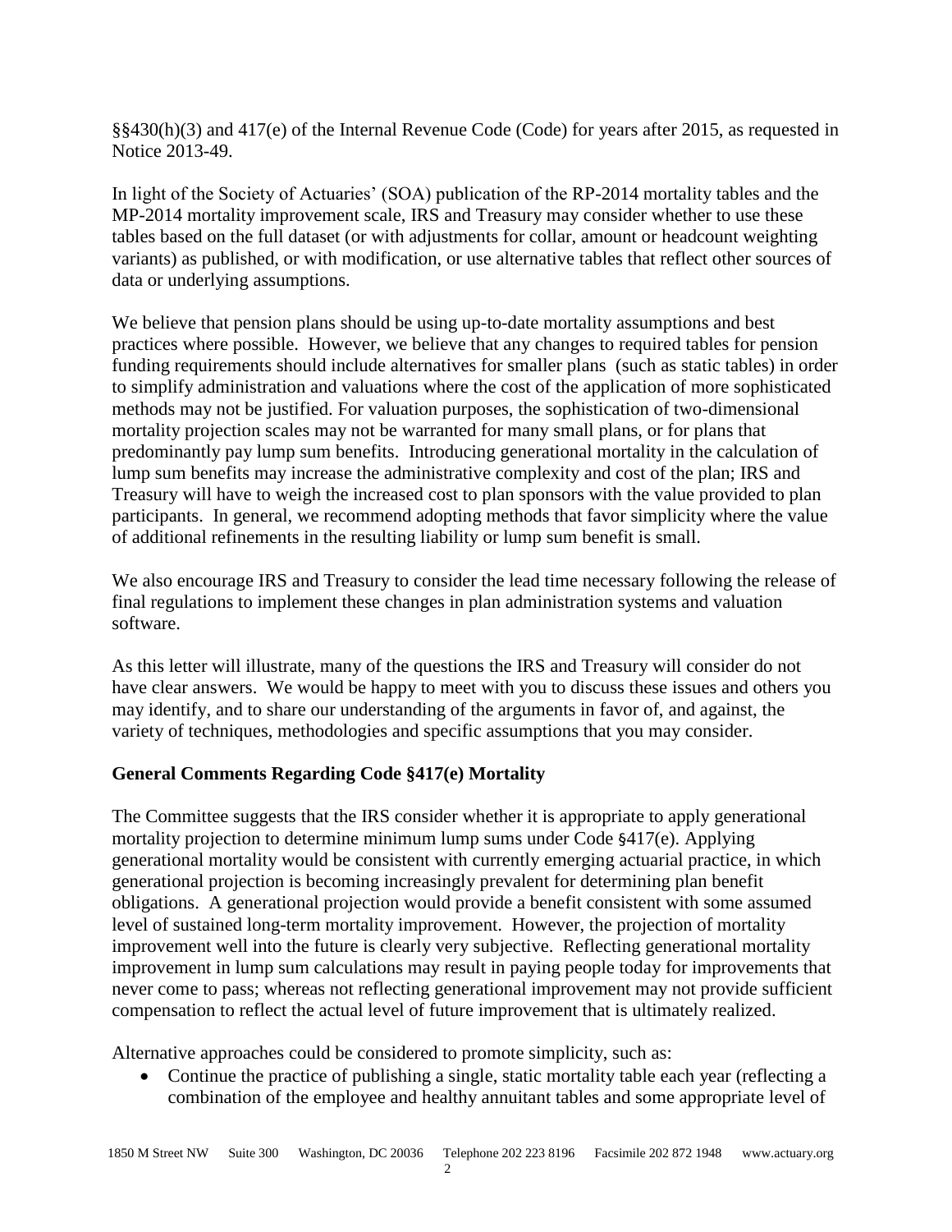§§430(h)(3) and 417(e) of the Internal Revenue Code (Code) for years after 2015, as requested in Notice 2013-49.

In light of the Society of Actuaries' (SOA) publication of the RP-2014 mortality tables and the MP-2014 mortality improvement scale, IRS and Treasury may consider whether to use these tables based on the full dataset (or with adjustments for collar, amount or headcount weighting variants) as published, or with modification, or use alternative tables that reflect other sources of data or underlying assumptions.

We believe that pension plans should be using up-to-date mortality assumptions and best practices where possible. However, we believe that any changes to required tables for pension funding requirements should include alternatives for smaller plans (such as static tables) in order to simplify administration and valuations where the cost of the application of more sophisticated methods may not be justified. For valuation purposes, the sophistication of two-dimensional mortality projection scales may not be warranted for many small plans, or for plans that predominantly pay lump sum benefits. Introducing generational mortality in the calculation of lump sum benefits may increase the administrative complexity and cost of the plan; IRS and Treasury will have to weigh the increased cost to plan sponsors with the value provided to plan participants. In general, we recommend adopting methods that favor simplicity where the value of additional refinements in the resulting liability or lump sum benefit is small.

We also encourage IRS and Treasury to consider the lead time necessary following the release of final regulations to implement these changes in plan administration systems and valuation software.

As this letter will illustrate, many of the questions the IRS and Treasury will consider do not have clear answers. We would be happy to meet with you to discuss these issues and others you may identify, and to share our understanding of the arguments in favor of, and against, the variety of techniques, methodologies and specific assumptions that you may consider.

**General Comments Regarding Code §417(e) Mortality**

The Committee suggests that the IRS consider whether it is appropriate to apply generational mortality projection to determine minimum lump sums under Code §417(e). Applying generational mortality would be consistent with currently emerging actuarial practice, in which generational projection is becoming increasingly prevalent for determining plan benefit obligations. A generational projection would provide a benefit consistent with some assumed level of sustained long-term mortality improvement. However, the projection of mortality improvement well into the future is clearly very subjective. Reflecting generational mortality improvement in lump sum calculations may result in paying people today for improvements that never come to pass; whereas not reflecting generational improvement may not provide sufficient compensation to reflect the actual level of future improvement that is ultimately realized.

Alternative approaches could be considered to promote simplicity, such as:

- Continue the practice of publishing a single, static mortality table each year (reflecting a combination of the employee and healthy annuitant tables and some appropriate level of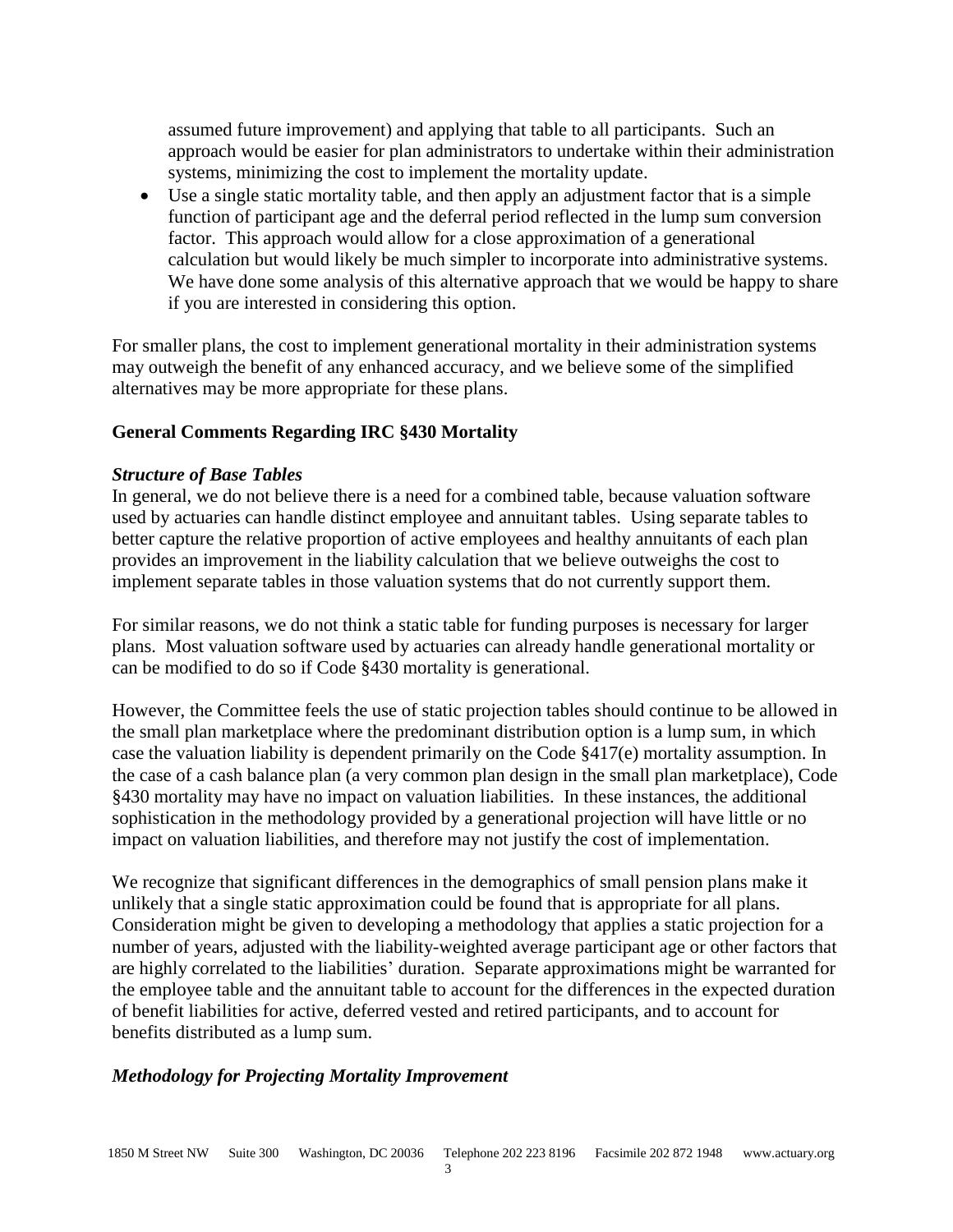assumed future improvement) and applying that table to all participants. Such an approach would be easier for plan administrators to undertake within their administration systems, minimizing the cost to implement the mortality update.

- Use a single static mortality table, and then apply an adjustment factor that is a simple function of participant age and the deferral period reflected in the lump sum conversion factor. This approach would allow for a close approximation of a generational calculation but would likely be much simpler to incorporate into administrative systems. We have done some analysis of this alternative approach that we would be happy to share if you are interested in considering this option.

For smaller plans, the cost to implement generational mortality in their administration systems may outweigh the benefit of any enhanced accuracy, and we believe some of the simplified alternatives may be more appropriate for these plans.

**General Comments Regarding IRC §430 Mortality**

***Structure of Base Tables***

In general, we do not believe there is a need for a combined table, because valuation software used by actuaries can handle distinct employee and annuitant tables. Using separate tables to better capture the relative proportion of active employees and healthy annuitants of each plan provides an improvement in the liability calculation that we believe outweighs the cost to implement separate tables in those valuation systems that do not currently support them.

For similar reasons, we do not think a static table for funding purposes is necessary for larger plans. Most valuation software used by actuaries can already handle generational mortality or can be modified to do so if Code §430 mortality is generational.

However, the Committee feels the use of static projection tables should continue to be allowed in the small plan marketplace where the predominant distribution option is a lump sum, in which case the valuation liability is dependent primarily on the Code §417(e) mortality assumption. In the case of a cash balance plan (a very common plan design in the small plan marketplace), Code §430 mortality may have no impact on valuation liabilities. In these instances, the additional sophistication in the methodology provided by a generational projection will have little or no impact on valuation liabilities, and therefore may not justify the cost of implementation.

We recognize that significant differences in the demographics of small pension plans make it unlikely that a single static approximation could be found that is appropriate for all plans. Consideration might be given to developing a methodology that applies a static projection for a number of years, adjusted with the liability-weighted average participant age or other factors that are highly correlated to the liabilities' duration. Separate approximations might be warranted for the employee table and the annuitant table to account for the differences in the expected duration of benefit liabilities for active, deferred vested and retired participants, and to account for benefits distributed as a lump sum.

***Methodology for Projecting Mortality Improvement***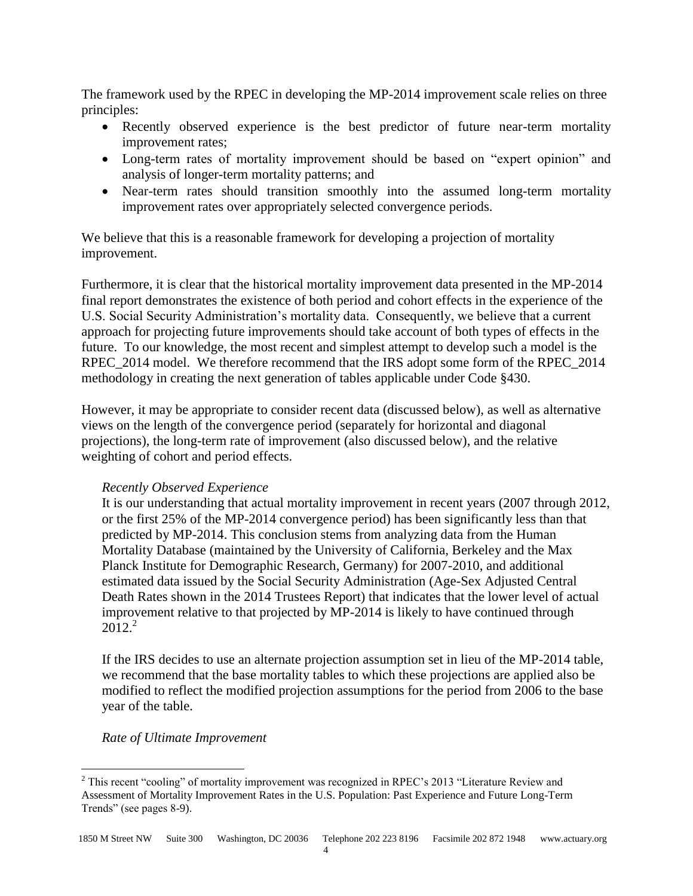The framework used by the RPEC in developing the MP-2014 improvement scale relies on three principles:

- Recently observed experience is the best predictor of future near-term mortality improvement rates;
- Long-term rates of mortality improvement should be based on "expert opinion" and analysis of longer-term mortality patterns; and
- Near-term rates should transition smoothly into the assumed long-term mortality improvement rates over appropriately selected convergence periods.

We believe that this is a reasonable framework for developing a projection of mortality improvement.

Furthermore, it is clear that the historical mortality improvement data presented in the MP-2014 final report demonstrates the existence of both period and cohort effects in the experience of the U.S. Social Security Administration's mortality data. Consequently, we believe that a current approach for projecting future improvements should take account of both types of effects in the future. To our knowledge, the most recent and simplest attempt to develop such a model is the RPEC_2014 model. We therefore recommend that the IRS adopt some form of the RPEC_2014 methodology in creating the next generation of tables applicable under Code §430.

However, it may be appropriate to consider recent data (discussed below), as well as alternative views on the length of the convergence period (separately for horizontal and diagonal projections), the long-term rate of improvement (also discussed below), and the relative weighting of cohort and period effects.

*Recently Observed Experience*

It is our understanding that actual mortality improvement in recent years (2007 through 2012, or the first 25% of the MP-2014 convergence period) has been significantly less than that predicted by MP-2014. This conclusion stems from analyzing data from the Human Mortality Database (maintained by the University of California, Berkeley and the Max Planck Institute for Demographic Research, Germany) for 2007-2010, and additional estimated data issued by the Social Security Administration (Age-Sex Adjusted Central Death Rates shown in the 2014 Trustees Report) that indicates that the lower level of actual improvement relative to that projected by MP-2014 is likely to have continued through 2012.[2]

If the IRS decides to use an alternate projection assumption set in lieu of the MP-2014 table, we recommend that the base mortality tables to which these projections are applied also be modified to reflect the modified projection assumptions for the period from 2006 to the base year of the table.

*Rate of Ultimate Improvement*

---

[2] This recent "cooling" of mortality improvement was recognized in RPEC's 2013 "Literature Review and Assessment of Mortality Improvement Rates in the U.S. Population: Past Experience and Future Long-Term Trends" (see pages 8-9).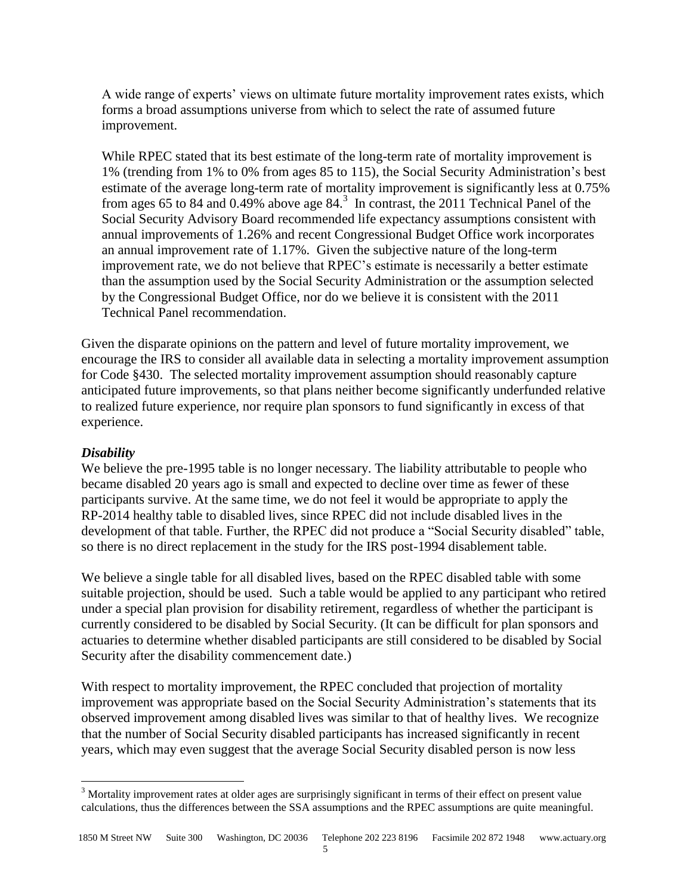A wide range of experts' views on ultimate future mortality improvement rates exists, which forms a broad assumptions universe from which to select the rate of assumed future improvement.

While RPEC stated that its best estimate of the long-term rate of mortality improvement is 1% (trending from 1% to 0% from ages 85 to 115), the Social Security Administration's best estimate of the average long-term rate of mortality improvement is significantly less at 0.75% from ages 65 to 84 and 0.49% above age 84.[3] In contrast, the 2011 Technical Panel of the Social Security Advisory Board recommended life expectancy assumptions consistent with annual improvements of 1.26% and recent Congressional Budget Office work incorporates an annual improvement rate of 1.17%. Given the subjective nature of the long-term improvement rate, we do not believe that RPEC's estimate is necessarily a better estimate than the assumption used by the Social Security Administration or the assumption selected by the Congressional Budget Office, nor do we believe it is consistent with the 2011 Technical Panel recommendation.

Given the disparate opinions on the pattern and level of future mortality improvement, we encourage the IRS to consider all available data in selecting a mortality improvement assumption for Code §430. The selected mortality improvement assumption should reasonably capture anticipated future improvements, so that plans neither become significantly underfunded relative to realized future experience, nor require plan sponsors to fund significantly in excess of that experience.

***Disability***

We believe the pre-1995 table is no longer necessary. The liability attributable to people who became disabled 20 years ago is small and expected to decline over time as fewer of these participants survive. At the same time, we do not feel it would be appropriate to apply the RP-2014 healthy table to disabled lives, since RPEC did not include disabled lives in the development of that table. Further, the RPEC did not produce a "Social Security disabled" table, so there is no direct replacement in the study for the IRS post-1994 disablement table.

We believe a single table for all disabled lives, based on the RPEC disabled table with some suitable projection, should be used. Such a table would be applied to any participant who retired under a special plan provision for disability retirement, regardless of whether the participant is currently considered to be disabled by Social Security. (It can be difficult for plan sponsors and actuaries to determine whether disabled participants are still considered to be disabled by Social Security after the disability commencement date.)

With respect to mortality improvement, the RPEC concluded that projection of mortality improvement was appropriate based on the Social Security Administration's statements that its observed improvement among disabled lives was similar to that of healthy lives. We recognize that the number of Social Security disabled participants has increased significantly in recent years, which may even suggest that the average Social Security disabled person is now less

[3] Mortality improvement rates at older ages are surprisingly significant in terms of their effect on present value calculations, thus the differences between the SSA assumptions and the RPEC assumptions are quite meaningful.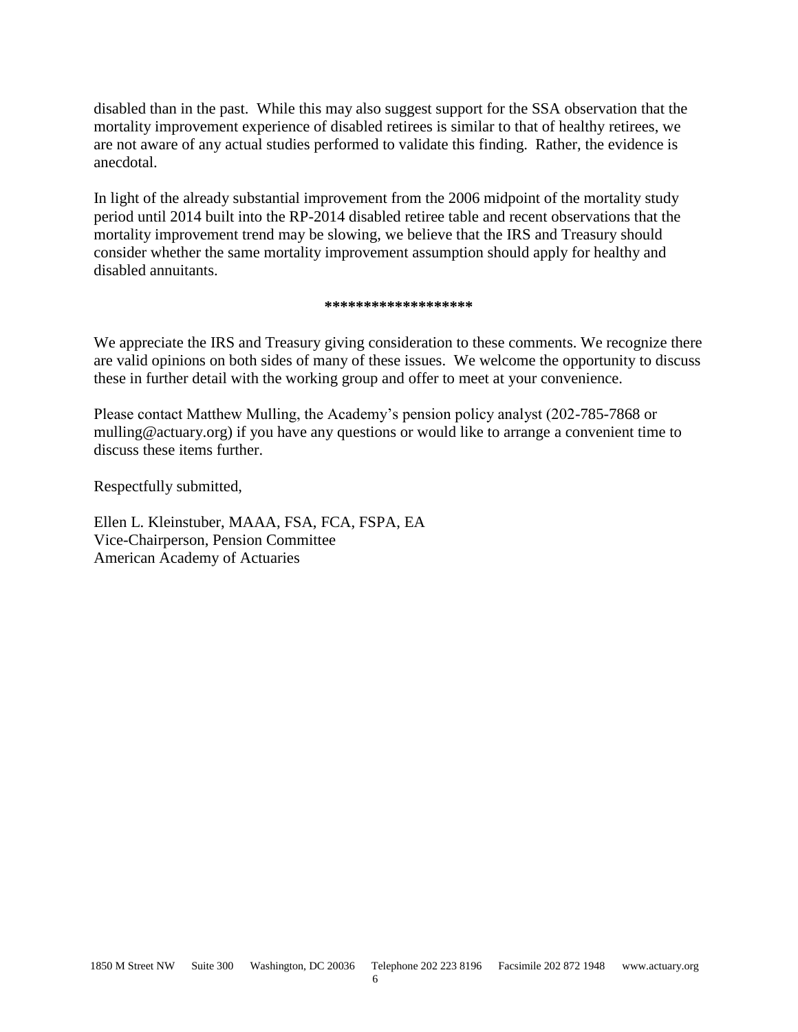disabled than in the past. While this may also suggest support for the SSA observation that the mortality improvement experience of disabled retirees is similar to that of healthy retirees, we are not aware of any actual studies performed to validate this finding. Rather, the evidence is anecdotal.

In light of the already substantial improvement from the 2006 midpoint of the mortality study period until 2014 built into the RP-2014 disabled retiree table and recent observations that the mortality improvement trend may be slowing, we believe that the IRS and Treasury should consider whether the same mortality improvement assumption should apply for healthy and disabled annuitants.

******************

We appreciate the IRS and Treasury giving consideration to these comments. We recognize there are valid opinions on both sides of many of these issues. We welcome the opportunity to discuss these in further detail with the working group and offer to meet at your convenience.

Please contact Matthew Mulling, the Academy's pension policy analyst (202-785-7868 or mulling@actuary.org) if you have any questions or would like to arrange a convenient time to discuss these items further.

Respectfully submitted,

Ellen L. Kleinstuber, MAAA, FSA, FCA, FSPA, EA
Vice-Chairperson, Pension Committee
American Academy of Actuaries